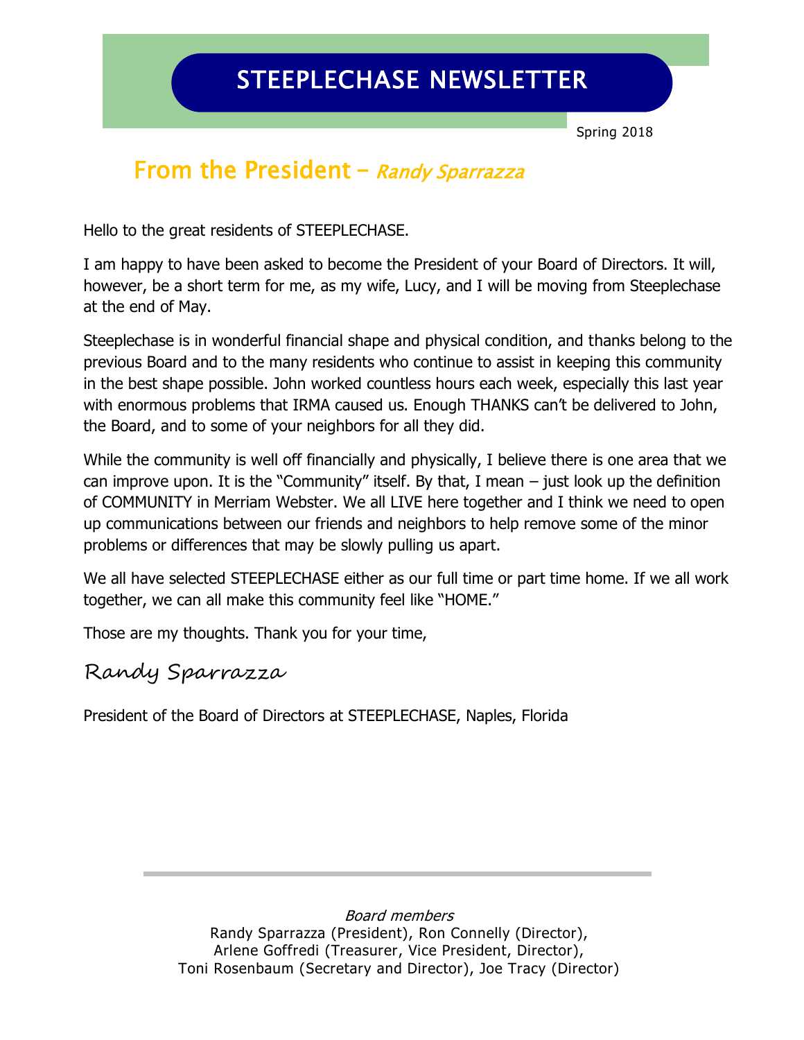# STEEPLECHASE NEWSLETTER

Spring 2018

## From the President – *Randy Sparrazza*

Hello to the great residents of STEEPLECHASE.

I am happy to have been asked to become the President of your Board of Directors. It will, however, be a short term for me, as my wife, Lucy, and I will be moving from Steeplechase at the end of May.

Steeplechase is in wonderful financial shape and physical condition, and thanks belong to the previous Board and to the many residents who continue to assist in keeping this community in the best shape possible. John worked countless hours each week, especially this last year with enormous problems that IRMA caused us. Enough THANKS can't be delivered to John, the Board, and to some of your neighbors for all they did.

While the community is well off financially and physically, I believe there is one area that we can improve upon. It is the "Community" itself. By that, I mean – just look up the definition of COMMUNITY in Merriam Webster. We all LIVE here together and I think we need to open up communications between our friends and neighbors to help remove some of the minor problems or differences that may be slowly pulling us apart.

We all have selected STEEPLECHASE either as our full time or part time home. If we all work together, we can all make this community feel like "HOME."

Those are my thoughts. Thank you for your time,

*Randy Sparrazza*

President of the Board of Directors at STEEPLECHASE, Naples, Florida

---

*Board members*
Randy Sparrazza (President), Ron Connelly (Director),
Arlene Goffredi (Treasurer, Vice President, Director),
Toni Rosenbaum (Secretary and Director), Joe Tracy (Director)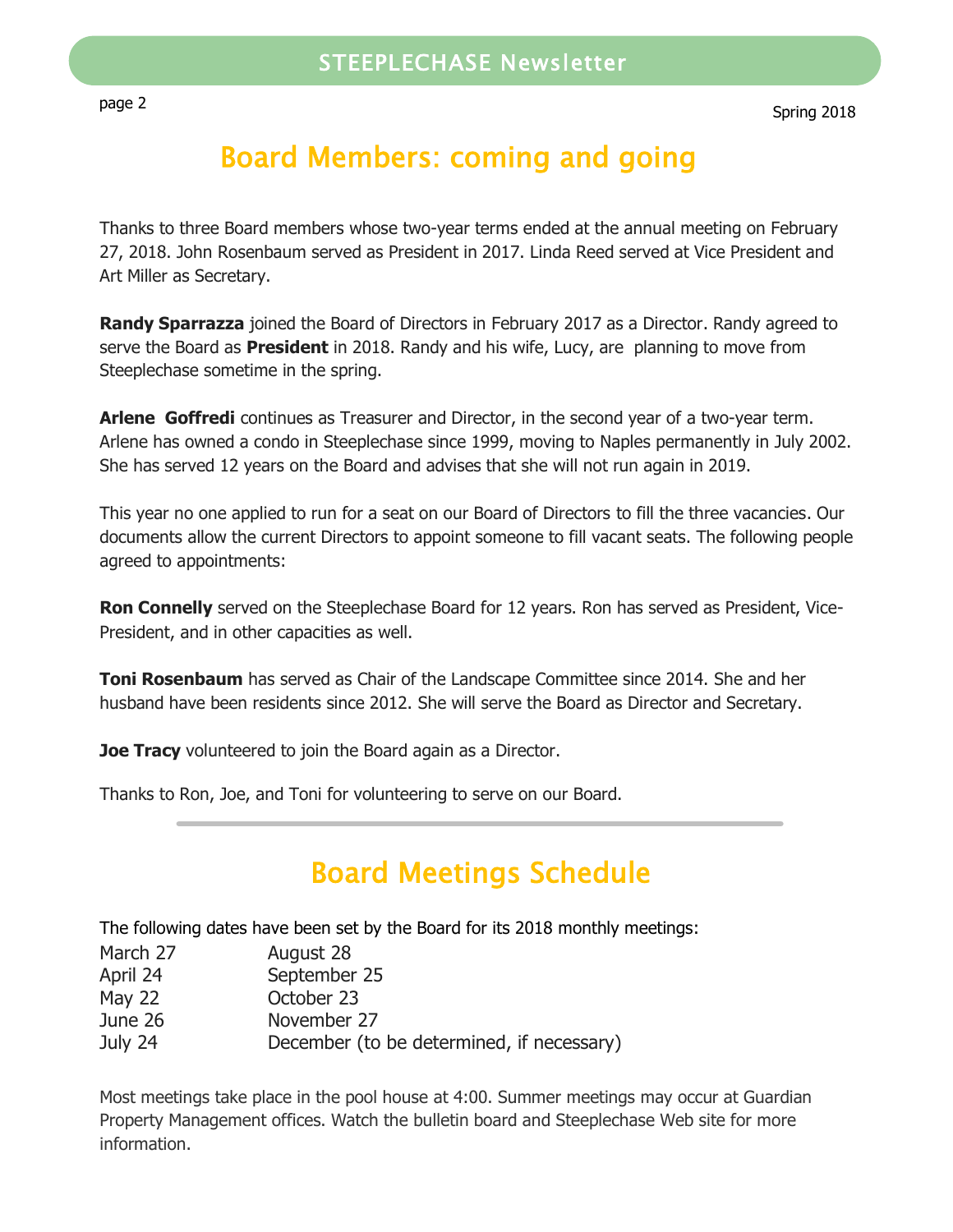# Board Members: coming and going

Thanks to three Board members whose two-year terms ended at the annual meeting on February 27, 2018. John Rosenbaum served as President in 2017. Linda Reed served at Vice President and Art Miller as Secretary.

**Randy Sparrazza** joined the Board of Directors in February 2017 as a Director. Randy agreed to serve the Board as **President** in 2018. Randy and his wife, Lucy, are planning to move from Steeplechase sometime in the spring.

**Arlene Goffredi** continues as Treasurer and Director, in the second year of a two-year term. Arlene has owned a condo in Steeplechase since 1999, moving to Naples permanently in July 2002. She has served 12 years on the Board and advises that she will not run again in 2019.

This year no one applied to run for a seat on our Board of Directors to fill the three vacancies. Our documents allow the current Directors to appoint someone to fill vacant seats. The following people agreed to appointments:

**Ron Connelly** served on the Steeplechase Board for 12 years. Ron has served as President, Vice-President, and in other capacities as well.

**Toni Rosenbaum** has served as Chair of the Landscape Committee since 2014. She and her husband have been residents since 2012. She will serve the Board as Director and Secretary.

**Joe Tracy** volunteered to join the Board again as a Director.

Thanks to Ron, Joe, and Toni for volunteering to serve on our Board.

---

# Board Meetings Schedule

The following dates have been set by the Board for its 2018 monthly meetings:

| | |
|---|---|
| March 27 | August 28 |
| April 24 | September 25 |
| May 22 | October 23 |
| June 26 | November 27 |
| July 24 | December (to be determined, if necessary) |

Most meetings take place in the pool house at 4:00. Summer meetings may occur at Guardian Property Management offices. Watch the bulletin board and Steeplechase Web site for more information.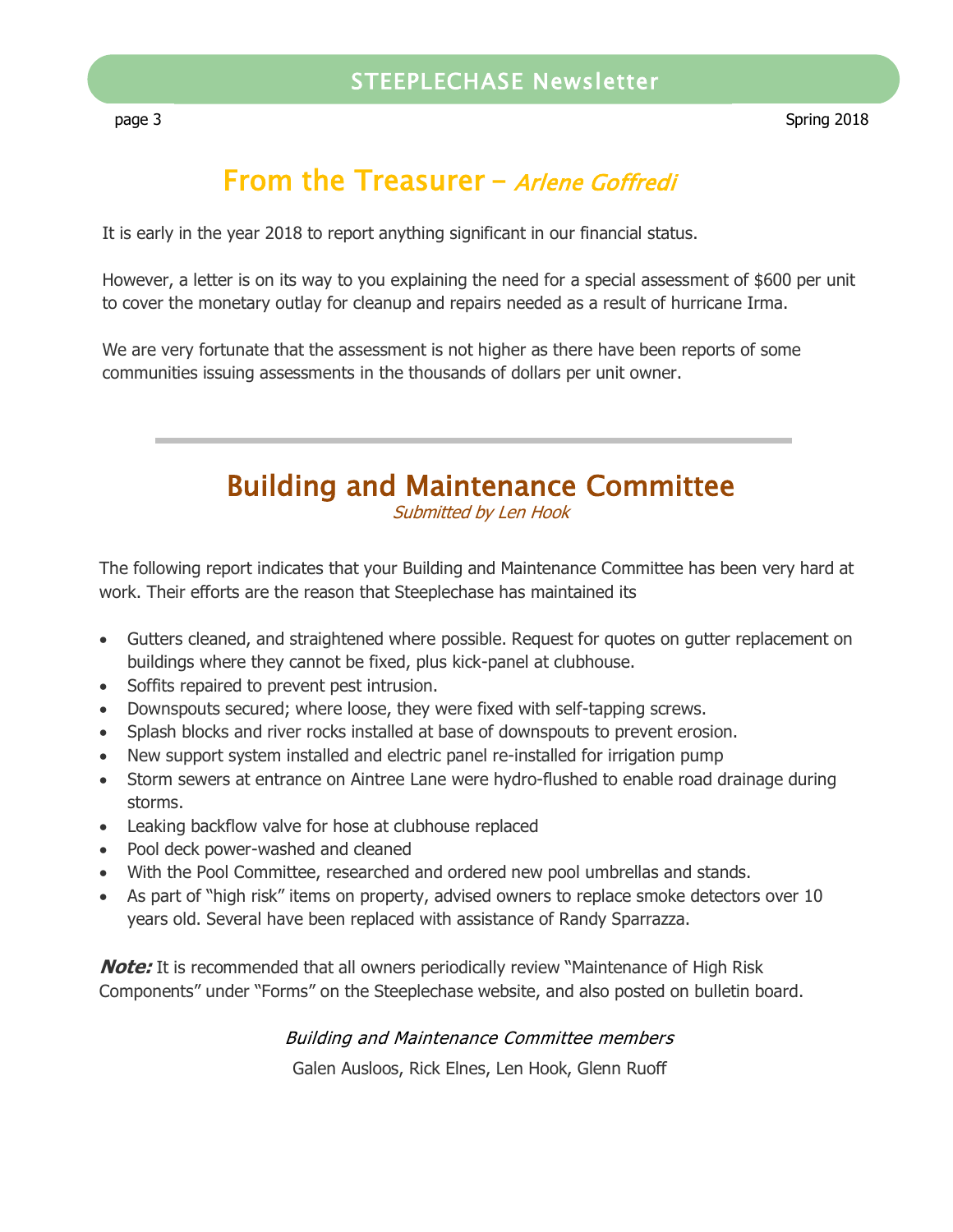## From the Treasurer – *Arlene Goffredi*

It is early in the year 2018 to report anything significant in our financial status.

However, a letter is on its way to you explaining the need for a special assessment of $600 per unit to cover the monetary outlay for cleanup and repairs needed as a result of hurricane Irma.

We are very fortunate that the assessment is not higher as there have been reports of some communities issuing assessments in the thousands of dollars per unit owner.

---

## Building and Maintenance Committee

*Submitted by Len Hook*

The following report indicates that your Building and Maintenance Committee has been very hard at work. Their efforts are the reason that Steeplechase has maintained its

- Gutters cleaned, and straightened where possible. Request for quotes on gutter replacement on buildings where they cannot be fixed, plus kick-panel at clubhouse.
- Soffits repaired to prevent pest intrusion.
- Downspouts secured; where loose, they were fixed with self-tapping screws.
- Splash blocks and river rocks installed at base of downspouts to prevent erosion.
- New support system installed and electric panel re-installed for irrigation pump
- Storm sewers at entrance on Aintree Lane were hydro-flushed to enable road drainage during storms.
- Leaking backflow valve for hose at clubhouse replaced
- Pool deck power-washed and cleaned
- With the Pool Committee, researched and ordered new pool umbrellas and stands.
- As part of "high risk" items on property, advised owners to replace smoke detectors over 10 years old. Several have been replaced with assistance of Randy Sparrazza.

***Note:*** It is recommended that all owners periodically review "Maintenance of High Risk Components" under "Forms" on the Steeplechase website, and also posted on bulletin board.

*Building and Maintenance Committee members*

Galen Ausloos, Rick Elnes, Len Hook, Glenn Ruoff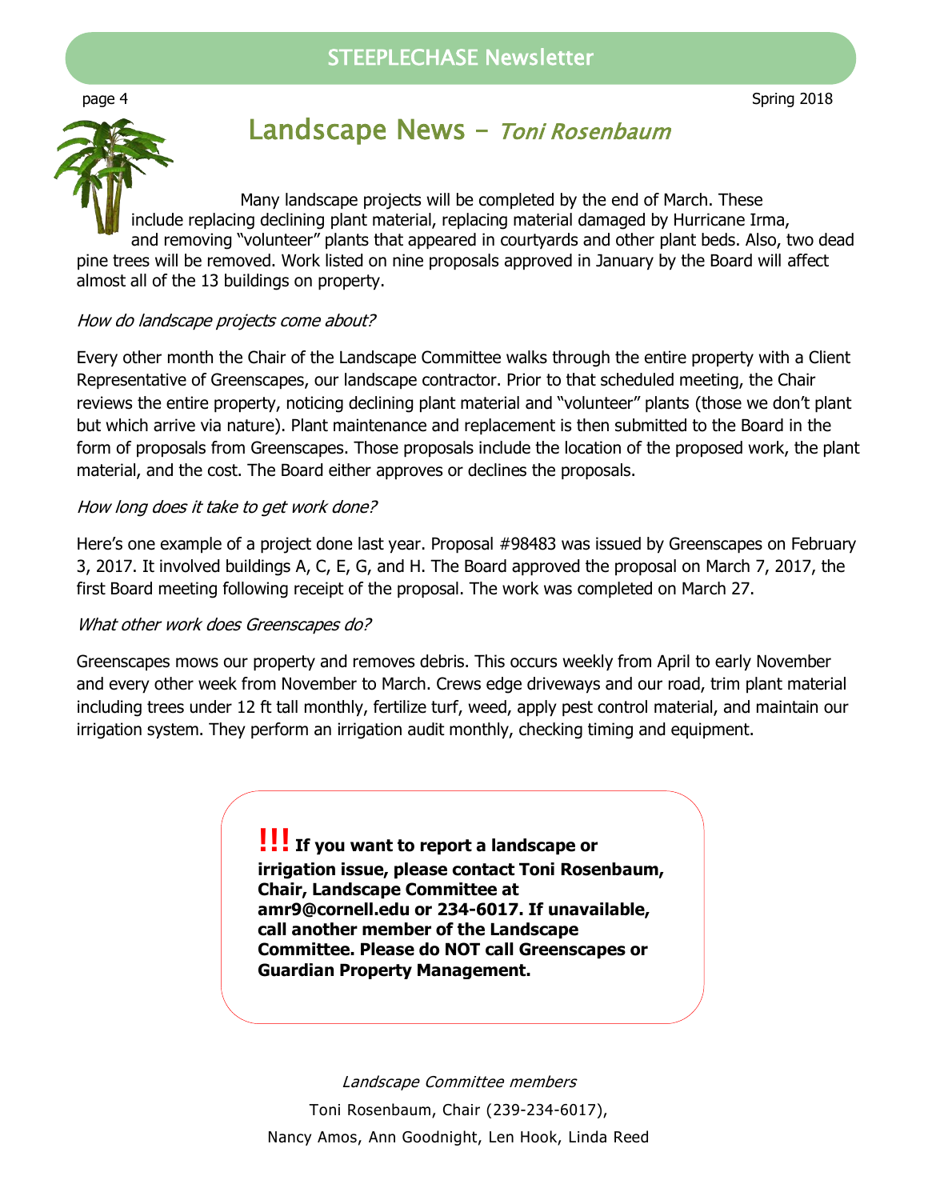# Landscape News – *Toni Rosenbaum*

Many landscape projects will be completed by the end of March. These include replacing declining plant material, replacing material damaged by Hurricane Irma, and removing "volunteer" plants that appeared in courtyards and other plant beds. Also, two dead pine trees will be removed. Work listed on nine proposals approved in January by the Board will affect almost all of the 13 buildings on property.

*How do landscape projects come about?*

Every other month the Chair of the Landscape Committee walks through the entire property with a Client Representative of Greenscapes, our landscape contractor. Prior to that scheduled meeting, the Chair reviews the entire property, noticing declining plant material and "volunteer" plants (those we don't plant but which arrive via nature). Plant maintenance and replacement is then submitted to the Board in the form of proposals from Greenscapes. Those proposals include the location of the proposed work, the plant material, and the cost. The Board either approves or declines the proposals.

*How long does it take to get work done?*

Here's one example of a project done last year. Proposal #98483 was issued by Greenscapes on February 3, 2017. It involved buildings A, C, E, G, and H. The Board approved the proposal on March 7, 2017, the first Board meeting following receipt of the proposal. The work was completed on March 27.

*What other work does Greenscapes do?*

Greenscapes mows our property and removes debris. This occurs weekly from April to early November and every other week from November to March. Crews edge driveways and our road, trim plant material including trees under 12 ft tall monthly, fertilize turf, weed, apply pest control material, and maintain our irrigation system. They perform an irrigation audit monthly, checking timing and equipment.

**!!! If you want to report a landscape or irrigation issue, please contact Toni Rosenbaum, Chair, Landscape Committee at amr9@cornell.edu or 234-6017. If unavailable, call another member of the Landscape Committee. Please do NOT call Greenscapes or Guardian Property Management.**

*Landscape Committee members*

Toni Rosenbaum, Chair (239-234-6017),
Nancy Amos, Ann Goodnight, Len Hook, Linda Reed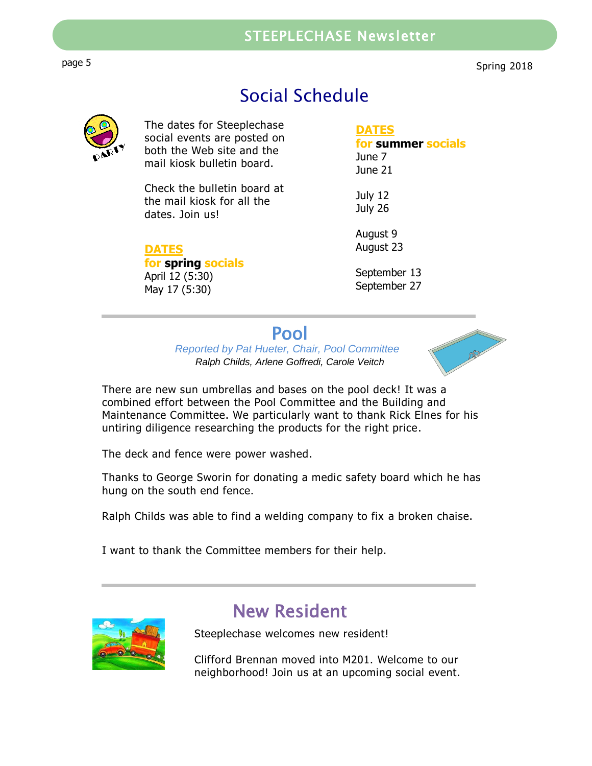## Social Schedule

The dates for Steeplechase social events are posted on both the Web site and the mail kiosk bulletin board.

Check the bulletin board at the mail kiosk for all the dates. Join us!

**DATES**
**for spring socials**
April 12 (5:30)
May 17 (5:30)

**DATES**
**for summer socials**
June 7
June 21

July 12
July 26

August 9
August 23

September 13
September 27

## Pool

*Reported by Pat Hueter, Chair, Pool Committee*
*Ralph Childs, Arlene Goffredi, Carole Veitch*

There are new sun umbrellas and bases on the pool deck! It was a combined effort between the Pool Committee and the Building and Maintenance Committee. We particularly want to thank Rick Elnes for his untiring diligence researching the products for the right price.

The deck and fence were power washed.

Thanks to George Sworin for donating a medic safety board which he has hung on the south end fence.

Ralph Childs was able to find a welding company to fix a broken chaise.

I want to thank the Committee members for their help.

## New Resident

Steeplechase welcomes new resident!

Clifford Brennan moved into M201. Welcome to our neighborhood! Join us at an upcoming social event.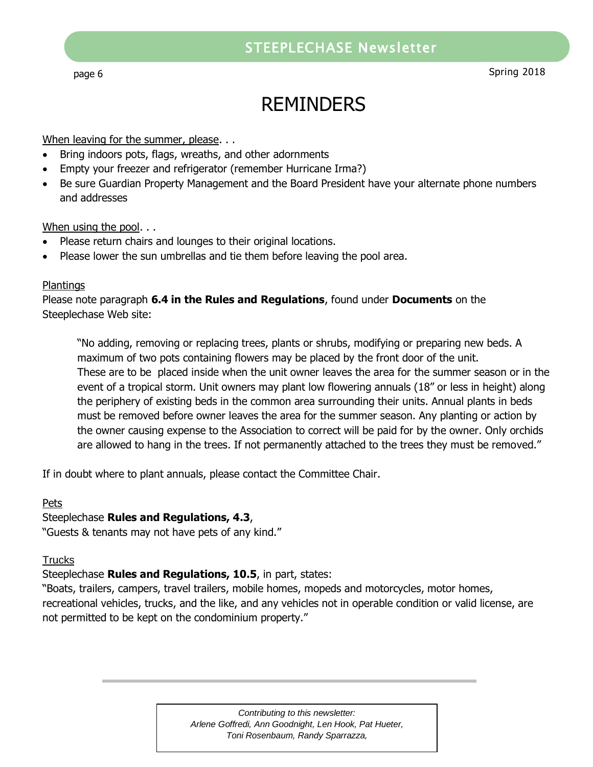# REMINDERS

When leaving for the summer, please. . .

- Bring indoors pots, flags, wreaths, and other adornments
- Empty your freezer and refrigerator (remember Hurricane Irma?)
- Be sure Guardian Property Management and the Board President have your alternate phone numbers and addresses

When using the pool. . .

- Please return chairs and lounges to their original locations.
- Please lower the sun umbrellas and tie them before leaving the pool area.

Plantings

Please note paragraph **6.4 in the Rules and Regulations**, found under **Documents** on the Steeplechase Web site:

> "No adding, removing or replacing trees, plants or shrubs, modifying or preparing new beds. A maximum of two pots containing flowers may be placed by the front door of the unit. These are to be placed inside when the unit owner leaves the area for the summer season or in the event of a tropical storm. Unit owners may plant low flowering annuals (18" or less in height) along the periphery of existing beds in the common area surrounding their units. Annual plants in beds must be removed before owner leaves the area for the summer season. Any planting or action by the owner causing expense to the Association to correct will be paid for by the owner. Only orchids are allowed to hang in the trees. If not permanently attached to the trees they must be removed."

If in doubt where to plant annuals, please contact the Committee Chair.

Pets

Steeplechase **Rules and Regulations, 4.3**,
"Guests & tenants may not have pets of any kind."

Trucks

Steeplechase **Rules and Regulations, 10.5**, in part, states:
"Boats, trailers, campers, travel trailers, mobile homes, mopeds and motorcycles, motor homes, recreational vehicles, trucks, and the like, and any vehicles not in operable condition or valid license, are not permitted to be kept on the condominium property."

---

*Contributing to this newsletter:*
*Arlene Goffredi, Ann Goodnight, Len Hook, Pat Hueter, Toni Rosenbaum, Randy Sparrazza,*